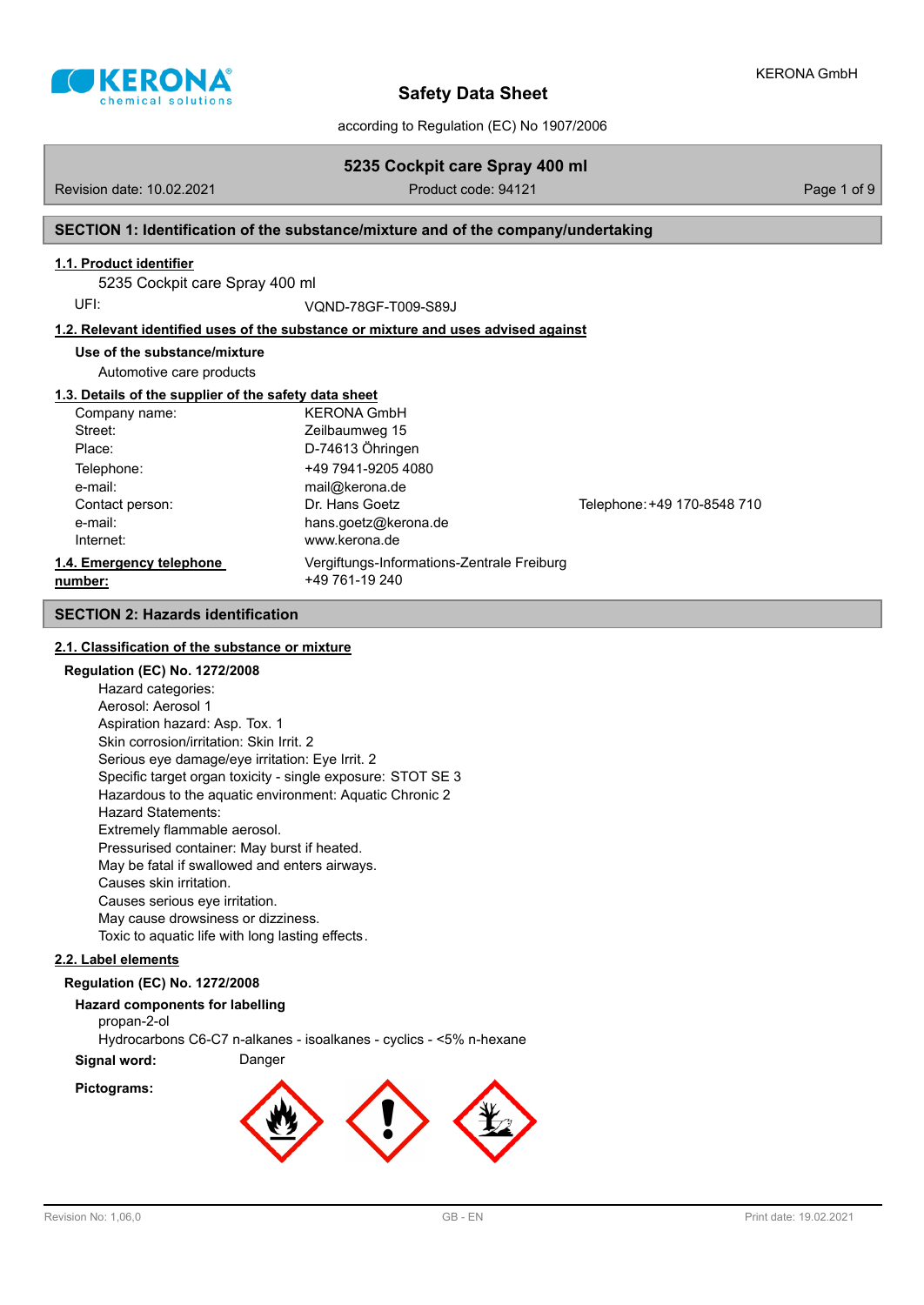# Safety Data Sheet

according to Regulation (EC) No 1907/2006

## 5235 Cockpit care Spray 400 ml

Revision date: 10.02.2021 | Product code: 94121

## SECTION 1: Identification of the substance/mixture and of the company/undertaking

### 1.1. Product identifier

5235 Cockpit care Spray 400 ml

UFI: VQND-78GF-T009-S89J

### 1.2. Relevant identified uses of the substance or mixture and uses advised against

**Use of the substance/mixture**

Automotive care products

### 1.3. Details of the supplier of the safety data sheet

| | | |
|---|---|---|
| Company name: | KERONA GmbH | |
| Street: | Zeilbaumweg 15 | |
| Place: | D-74613 Öhringen | |
| Telephone: | +49 7941-9205 4080 | |
| e-mail: | mail@kerona.de | |
| Contact person: | Dr. Hans Goetz | Telephone: +49 170-8548 710 |
| e-mail: | hans.goetz@kerona.de | |
| Internet: | www.kerona.de | |

### 1.4. Emergency telephone number:

Vergiftungs-Informations-Zentrale Freiburg
+49 761-19 240

## SECTION 2: Hazards identification

### 2.1. Classification of the substance or mixture

**Regulation (EC) No. 1272/2008**

Hazard categories:
Aerosol: Aerosol 1
Aspiration hazard: Asp. Tox. 1
Skin corrosion/irritation: Skin Irrit. 2
Serious eye damage/eye irritation: Eye Irrit. 2
Specific target organ toxicity - single exposure: STOT SE 3
Hazardous to the aquatic environment: Aquatic Chronic 2
Hazard Statements:
Extremely flammable aerosol.
Pressurised container: May burst if heated.
May be fatal if swallowed and enters airways.
Causes skin irritation.
Causes serious eye irritation.
May cause drowsiness or dizziness.
Toxic to aquatic life with long lasting effects.

### 2.2. Label elements

**Regulation (EC) No. 1272/2008**

**Hazard components for labelling**

propan-2-ol
Hydrocarbons C6-C7 n-alkanes - isoalkanes - cyclics - <5% n-hexane

**Signal word:** Danger

**Pictograms:**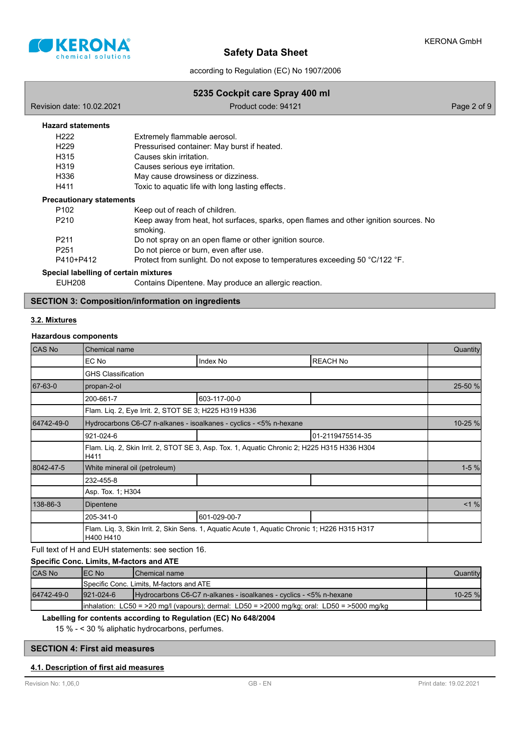**Hazard statements**

| | |
|---|---|
| H222 | Extremely flammable aerosol. |
| H229 | Pressurised container: May burst if heated. |
| H315 | Causes skin irritation. |
| H319 | Causes serious eye irritation. |
| H336 | May cause drowsiness or dizziness. |
| H411 | Toxic to aquatic life with long lasting effects. |

**Precautionary statements**

| | |
|---|---|
| P102 | Keep out of reach of children. |
| P210 | Keep away from heat, hot surfaces, sparks, open flames and other ignition sources. No smoking. |
| P211 | Do not spray on an open flame or other ignition source. |
| P251 | Do not pierce or burn, even after use. |
| P410+P412 | Protect from sunlight. Do not expose to temperatures exceeding 50 °C/122 °F. |

**Special labelling of certain mixtures**

| | |
|---|---|
| EUH208 | Contains Dipentene. May produce an allergic reaction. |

## SECTION 3: Composition/information on ingredients

### 3.2. Mixtures

**Hazardous components**

| CAS No | Chemical name | | | Quantity |
|---|---|---|---|---|
| | EC No | Index No | REACH No | |
| | GHS Classification | | | |
| 67-63-0 | propan-2-ol | | | 25-50 % |
| | 200-661-7 | 603-117-00-0 | | |
| | Flam. Liq. 2, Eye Irrit. 2, STOT SE 3; H225 H319 H336 | | | |
| 64742-49-0 | Hydrocarbons C6-C7 n-alkanes - isoalkanes - cyclics - <5% n-hexane | | | 10-25 % |
| | 921-024-6 | | 01-2119475514-35 | |
| | Flam. Liq. 2, Skin Irrit. 2, STOT SE 3, Asp. Tox. 1, Aquatic Chronic 2; H225 H315 H336 H304 H411 | | | |
| 8042-47-5 | White mineral oil (petroleum) | | | 1-5 % |
| | 232-455-8 | | | |
| | Asp. Tox. 1; H304 | | | |
| 138-86-3 | Dipentene | | | <1 % |
| | 205-341-0 | 601-029-00-7 | | |
| | Flam. Liq. 3, Skin Irrit. 2, Skin Sens. 1, Aquatic Acute 1, Aquatic Chronic 1; H226 H315 H317 H400 H410 | | | |

Full text of H and EUH statements: see section 16.

**Specific Conc. Limits, M-factors and ATE**

| CAS No | EC No | Chemical name | Quantity |
|---|---|---|---|
| | Specific Conc. Limits, M-factors and ATE | | |
| 64742-49-0 | 921-024-6 | Hydrocarbons C6-C7 n-alkanes - isoalkanes - cyclics - <5% n-hexane | 10-25 % |
| | inhalation: LC50 = >20 mg/l (vapours); dermal: LD50 = >2000 mg/kg; oral: LD50 = >5000 mg/kg | | |

**Labelling for contents according to Regulation (EC) No 648/2004**

15 % - < 30 % aliphatic hydrocarbons, perfumes.

## SECTION 4: First aid measures

### 4.1. Description of first aid measures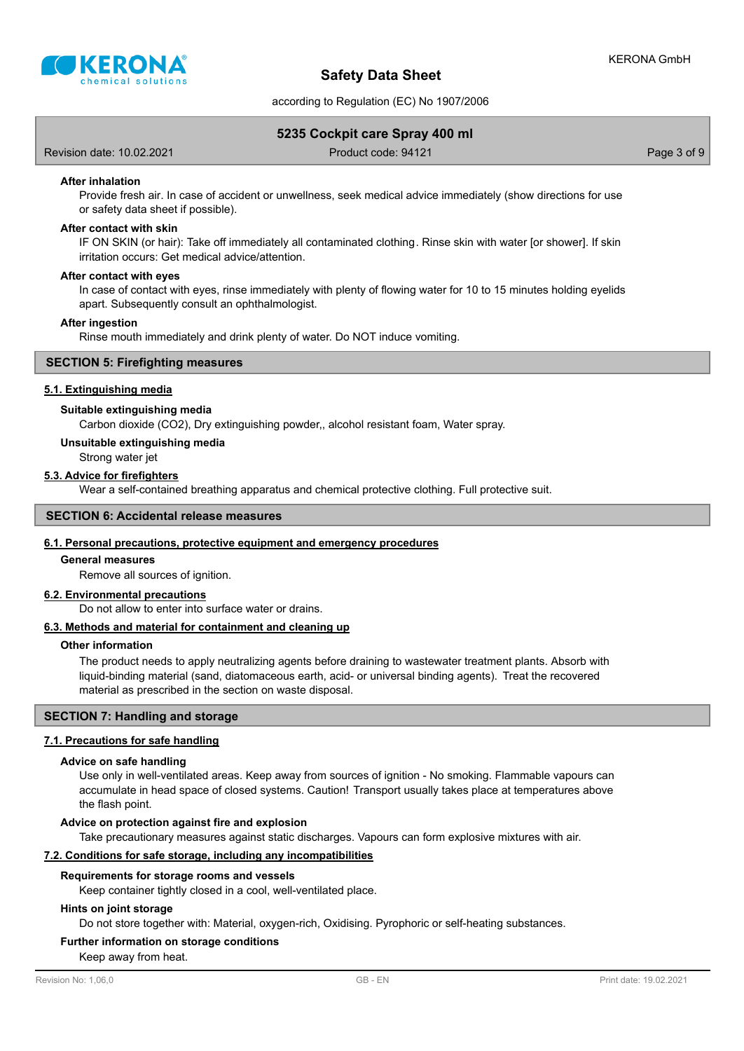**After inhalation**

Provide fresh air. In case of accident or unwellness, seek medical advice immediately (show directions for use or safety data sheet if possible).

**After contact with skin**

IF ON SKIN (or hair): Take off immediately all contaminated clothing. Rinse skin with water [or shower]. If skin irritation occurs: Get medical advice/attention.

**After contact with eyes**

In case of contact with eyes, rinse immediately with plenty of flowing water for 10 to 15 minutes holding eyelids apart. Subsequently consult an ophthalmologist.

**After ingestion**

Rinse mouth immediately and drink plenty of water. Do NOT induce vomiting.

## SECTION 5: Firefighting measures

### 5.1. Extinguishing media

**Suitable extinguishing media**

Carbon dioxide ($CO_2$), Dry extinguishing powder,, alcohol resistant foam, Water spray.

**Unsuitable extinguishing media**

Strong water jet

### 5.3. Advice for firefighters

Wear a self-contained breathing apparatus and chemical protective clothing. Full protective suit.

## SECTION 6: Accidental release measures

### 6.1. Personal precautions, protective equipment and emergency procedures

**General measures**

Remove all sources of ignition.

### 6.2. Environmental precautions

Do not allow to enter into surface water or drains.

### 6.3. Methods and material for containment and cleaning up

**Other information**

The product needs to apply neutralizing agents before draining to wastewater treatment plants. Absorb with liquid-binding material (sand, diatomaceous earth, acid- or universal binding agents). Treat the recovered material as prescribed in the section on waste disposal.

## SECTION 7: Handling and storage

### 7.1. Precautions for safe handling

**Advice on safe handling**

Use only in well-ventilated areas. Keep away from sources of ignition - No smoking. Flammable vapours can accumulate in head space of closed systems. Caution! Transport usually takes place at temperatures above the flash point.

**Advice on protection against fire and explosion**

Take precautionary measures against static discharges. Vapours can form explosive mixtures with air.

### 7.2. Conditions for safe storage, including any incompatibilities

**Requirements for storage rooms and vessels**

Keep container tightly closed in a cool, well-ventilated place.

**Hints on joint storage**

Do not store together with: Material, oxygen-rich, Oxidising. Pyrophoric or self-heating substances.

**Further information on storage conditions**

Keep away from heat.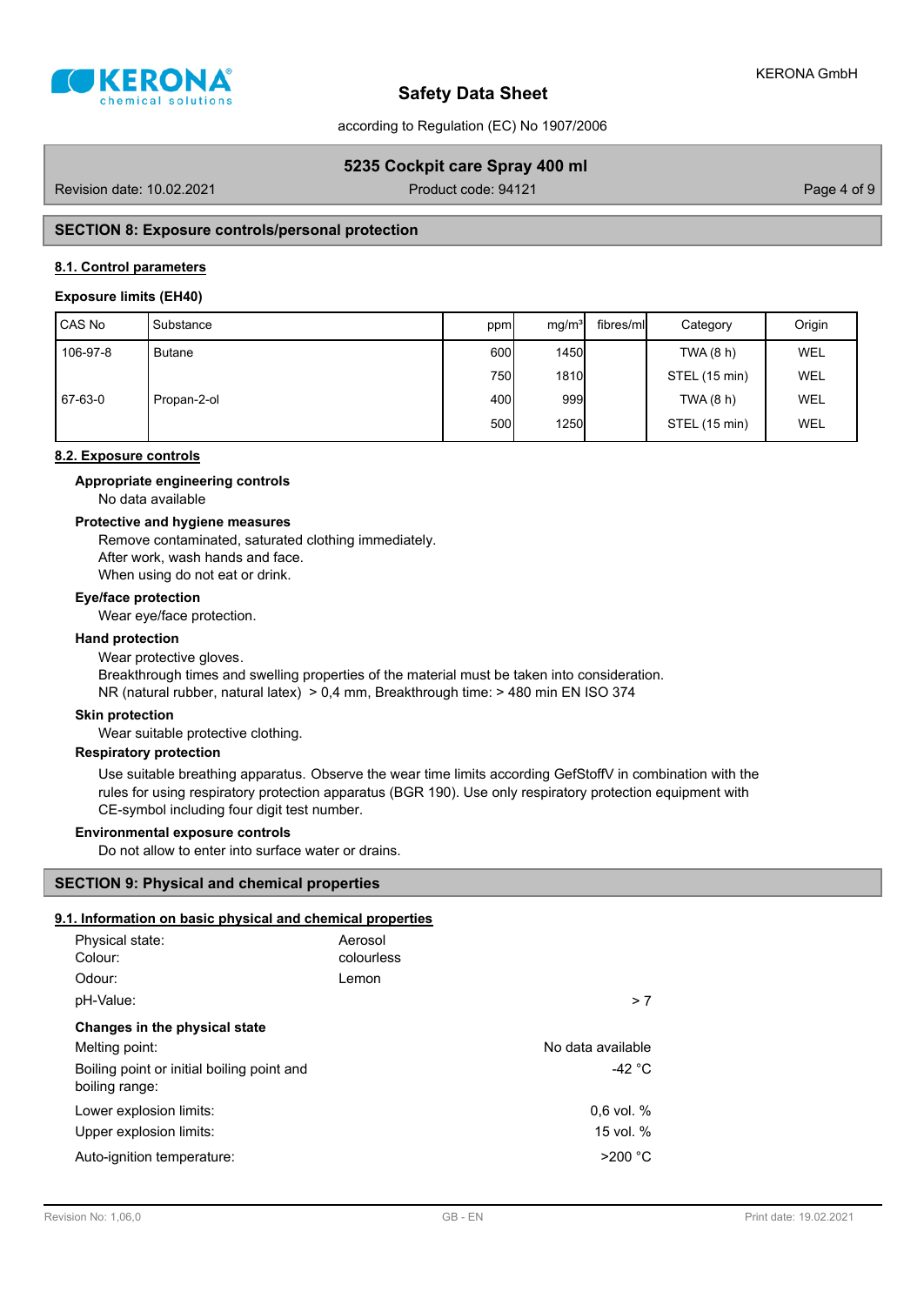## SECTION 8: Exposure controls/personal protection

### 8.1. Control parameters

**Exposure limits (EH40)**

| CAS No | Substance | ppm | mg/m³ | fibres/ml | Category | Origin |
|---|---|---|---|---|---|---|
| 106-97-8 | Butane | 600 | 1450 | | TWA (8 h) | WEL |
| | | 750 | 1810 | | STEL (15 min) | WEL |
| 67-63-0 | Propan-2-ol | 400 | 999 | | TWA (8 h) | WEL |
| | | 500 | 1250 | | STEL (15 min) | WEL |

### 8.2. Exposure controls

**Appropriate engineering controls**

No data available

**Protective and hygiene measures**

Remove contaminated, saturated clothing immediately.
After work, wash hands and face.
When using do not eat or drink.

**Eye/face protection**

Wear eye/face protection.

**Hand protection**

Wear protective gloves.
Breakthrough times and swelling properties of the material must be taken into consideration.
NR (natural rubber, natural latex) > 0,4 mm, Breakthrough time: > 480 min EN ISO 374

**Skin protection**

Wear suitable protective clothing.

**Respiratory protection**

Use suitable breathing apparatus. Observe the wear time limits according GefStoffV in combination with the rules for using respiratory protection apparatus (BGR 190). Use only respiratory protection equipment with CE-symbol including four digit test number.

**Environmental exposure controls**

Do not allow to enter into surface water or drains.

## SECTION 9: Physical and chemical properties

### 9.1. Information on basic physical and chemical properties

| | |
|---|---|
| Physical state: | Aerosol |
| Colour: | colourless |
| Odour: | Lemon |
| pH-Value: | > 7 |

**Changes in the physical state**

| | |
|---|---|
| Melting point: | No data available |
| Boiling point or initial boiling point and boiling range: | -42 °C |
| Lower explosion limits: | 0,6 vol. % |
| Upper explosion limits: | 15 vol. % |
| Auto-ignition temperature: | >200 °C |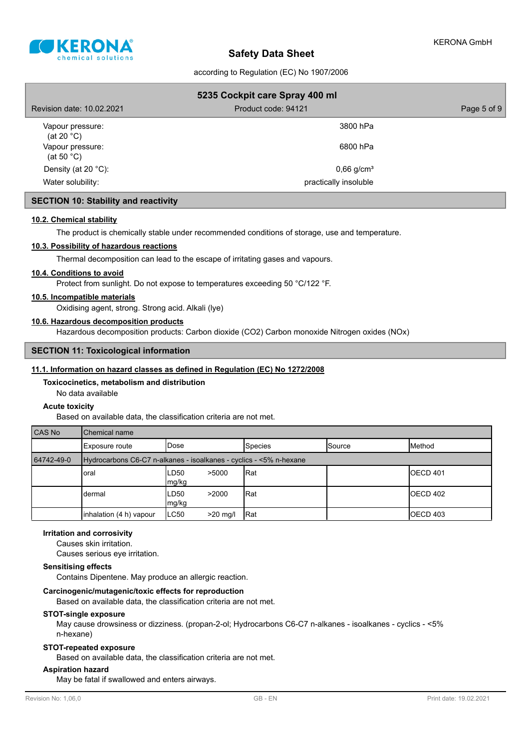| | |
|---|---|
| Vapour pressure: (at 20 °C) | 3800 hPa |
| Vapour pressure: (at 50 °C) | 6800 hPa |
| Density (at 20 °C): | 0,66 g/cm³ |
| Water solubility: | practically insoluble |

## SECTION 10: Stability and reactivity

**10.2. Chemical stability**

The product is chemically stable under recommended conditions of storage, use and temperature.

**10.3. Possibility of hazardous reactions**

Thermal decomposition can lead to the escape of irritating gases and vapours.

**10.4. Conditions to avoid**

Protect from sunlight. Do not expose to temperatures exceeding 50 °C/122 °F.

**10.5. Incompatible materials**

Oxidising agent, strong. Strong acid. Alkali (lye)

**10.6. Hazardous decomposition products**

Hazardous decomposition products: Carbon dioxide ($CO_2$) Carbon monoxide Nitrogen oxides ($NO_x$)

## SECTION 11: Toxicological information

**11.1. Information on hazard classes as defined in Regulation (EC) No 1272/2008**

**Toxicocinetics, metabolism and distribution**

No data available

**Acute toxicity**

Based on available data, the classification criteria are not met.

| CAS No | Chemical name | | | | | |
|---|---|---|---|---|---|---|
| | Exposure route | Dose | | Species | Source | Method |
| 64742-49-0 | Hydrocarbons C6-C7 n-alkanes - isoalkanes - cyclics - <5% n-hexane | | | | | |
| | oral | LD50 mg/kg | >5000 | Rat | | OECD 401 |
| | dermal | LD50 mg/kg | >2000 | Rat | | OECD 402 |
| | inhalation (4 h) vapour | LC50 | >20 mg/l | Rat | | OECD 403 |

**Irritation and corrosivity**

Causes skin irritation.
Causes serious eye irritation.

**Sensitising effects**

Contains Dipentene. May produce an allergic reaction.

**Carcinogenic/mutagenic/toxic effects for reproduction**

Based on available data, the classification criteria are not met.

**STOT-single exposure**

May cause drowsiness or dizziness. (propan-2-ol; Hydrocarbons C6-C7 n-alkanes - isoalkanes - cyclics - <5% n-hexane)

**STOT-repeated exposure**

Based on available data, the classification criteria are not met.

**Aspiration hazard**

May be fatal if swallowed and enters airways.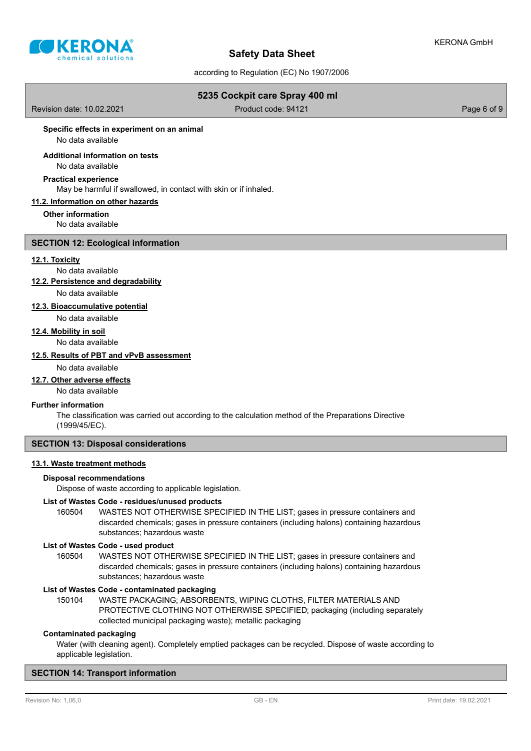**Specific effects in experiment on an animal**

No data available

**Additional information on tests**

No data available

**Practical experience**

May be harmful if swallowed, in contact with skin or if inhaled.

### 11.2. Information on other hazards

**Other information**

No data available

## SECTION 12: Ecological information

### 12.1. Toxicity

No data available

### 12.2. Persistence and degradability

No data available

### 12.3. Bioaccumulative potential

No data available

### 12.4. Mobility in soil

No data available

### 12.5. Results of PBT and vPvB assessment

No data available

### 12.7. Other adverse effects

No data available

**Further information**

The classification was carried out according to the calculation method of the Preparations Directive (1999/45/EC).

## SECTION 13: Disposal considerations

### 13.1. Waste treatment methods

**Disposal recommendations**

Dispose of waste according to applicable legislation.

**List of Wastes Code - residues/unused products**

160504 WASTES NOT OTHERWISE SPECIFIED IN THE LIST; gases in pressure containers and discarded chemicals; gases in pressure containers (including halons) containing hazardous substances; hazardous waste

**List of Wastes Code - used product**

160504 WASTES NOT OTHERWISE SPECIFIED IN THE LIST; gases in pressure containers and discarded chemicals; gases in pressure containers (including halons) containing hazardous substances; hazardous waste

**List of Wastes Code - contaminated packaging**

150104 WASTE PACKAGING; ABSORBENTS, WIPING CLOTHS, FILTER MATERIALS AND PROTECTIVE CLOTHING NOT OTHERWISE SPECIFIED; packaging (including separately collected municipal packaging waste); metallic packaging

**Contaminated packaging**

Water (with cleaning agent). Completely emptied packages can be recycled. Dispose of waste according to applicable legislation.

## SECTION 14: Transport information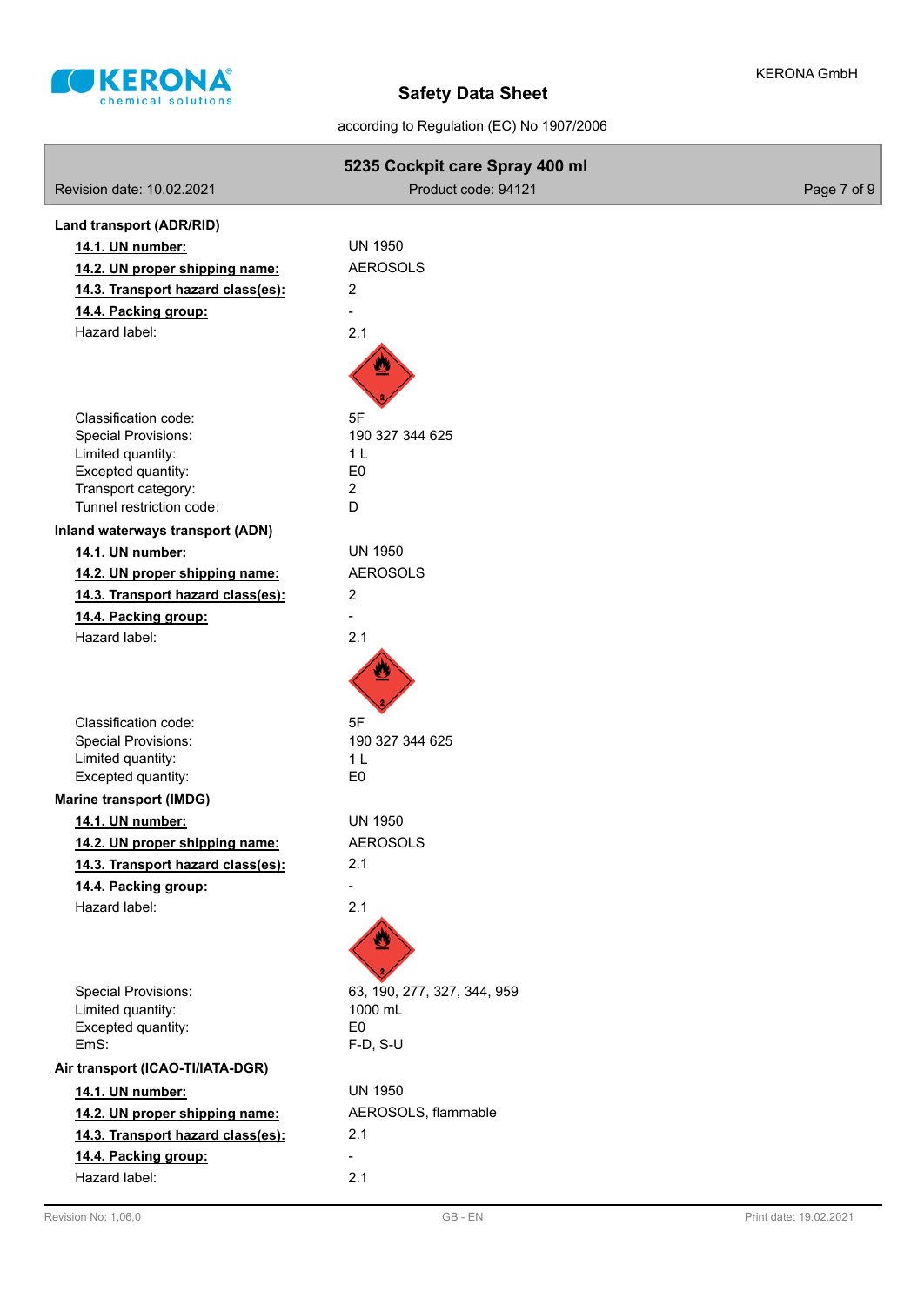**Land transport (ADR/RID)**

**14.1. UN number:** UN 1950

**14.2. UN proper shipping name:** AEROSOLS

**14.3. Transport hazard class(es):** 2

**14.4. Packing group:** -

Hazard label: 2.1

Classification code: 5F
Special Provisions: 190 327 344 625
Limited quantity: 1 L
Excepted quantity: E0
Transport category: 2
Tunnel restriction code: D

**Inland waterways transport (ADN)**

**14.1. UN number:** UN 1950

**14.2. UN proper shipping name:** AEROSOLS

**14.3. Transport hazard class(es):** 2

**14.4. Packing group:** -

Hazard label: 2.1

Classification code: 5F
Special Provisions: 190 327 344 625
Limited quantity: 1 L
Excepted quantity: E0

**Marine transport (IMDG)**

**14.1. UN number:** UN 1950

**14.2. UN proper shipping name:** AEROSOLS

**14.3. Transport hazard class(es):** 2.1

**14.4. Packing group:** -

Hazard label: 2.1

Special Provisions: 63, 190, 277, 327, 344, 959
Limited quantity: 1000 mL
Excepted quantity: E0
EmS: F-D, S-U

**Air transport (ICAO-TI/IATA-DGR)**

**14.1. UN number:** UN 1950

**14.2. UN proper shipping name:** AEROSOLS, flammable

**14.3. Transport hazard class(es):** 2.1

**14.4. Packing group:** -

Hazard label: 2.1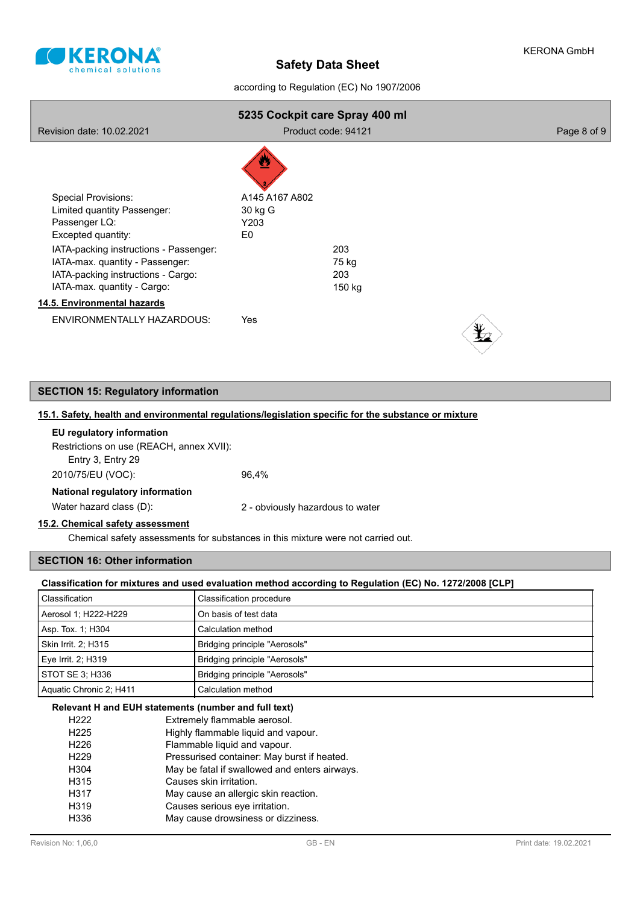Special Provisions: A145 A167 A802
Limited quantity Passenger: 30 kg G
Passenger LQ: Y203
Excepted quantity: E0

IATA-packing instructions - Passenger: 203
IATA-max. quantity - Passenger: 75 kg
IATA-packing instructions - Cargo: 203
IATA-max. quantity - Cargo: 150 kg

**14.5. Environmental hazards**

ENVIRONMENTALLY HAZARDOUS: Yes

## SECTION 15: Regulatory information

**15.1. Safety, health and environmental regulations/legislation specific for the substance or mixture**

**EU regulatory information**

Restrictions on use (REACH, annex XVII):
Entry 3, Entry 29

2010/75/EU (VOC): 96,4%

**National regulatory information**

Water hazard class (D): 2 - obviously hazardous to water

**15.2. Chemical safety assessment**

Chemical safety assessments for substances in this mixture were not carried out.

## SECTION 16: Other information

**Classification for mixtures and used evaluation method according to Regulation (EC) No. 1272/2008 [CLP]**

| Classification | Classification procedure |
|---|---|
| Aerosol 1; H222-H229 | On basis of test data |
| Asp. Tox. 1; H304 | Calculation method |
| Skin Irrit. 2; H315 | Bridging principle "Aerosols" |
| Eye Irrit. 2; H319 | Bridging principle "Aerosols" |
| STOT SE 3; H336 | Bridging principle "Aerosols" |
| Aquatic Chronic 2; H411 | Calculation method |

**Relevant H and EUH statements (number and full text)**

| | |
|---|---|
| H222 | Extremely flammable aerosol. |
| H225 | Highly flammable liquid and vapour. |
| H226 | Flammable liquid and vapour. |
| H229 | Pressurised container: May burst if heated. |
| H304 | May be fatal if swallowed and enters airways. |
| H315 | Causes skin irritation. |
| H317 | May cause an allergic skin reaction. |
| H319 | Causes serious eye irritation. |
| H336 | May cause drowsiness or dizziness. |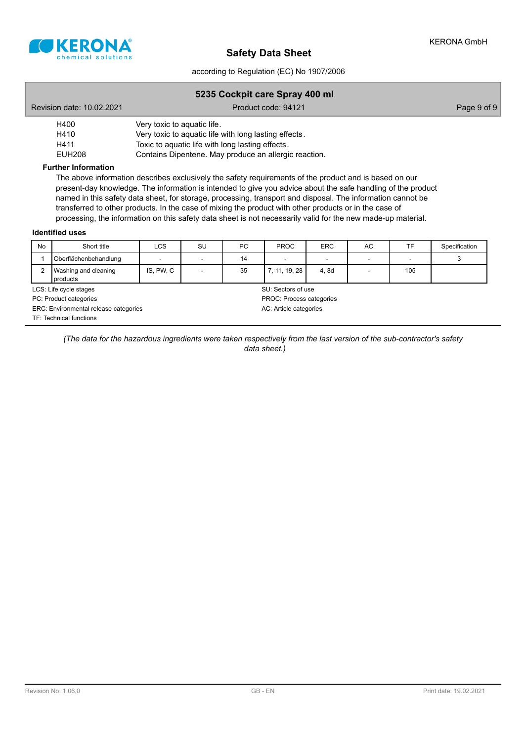| | |
|---|---|
| H400 | Very toxic to aquatic life. |
| H410 | Very toxic to aquatic life with long lasting effects. |
| H411 | Toxic to aquatic life with long lasting effects. |
| EUH208 | Contains Dipentene. May produce an allergic reaction. |

**Further Information**

The above information describes exclusively the safety requirements of the product and is based on our present-day knowledge. The information is intended to give you advice about the safe handling of the product named in this safety data sheet, for storage, processing, transport and disposal. The information cannot be transferred to other products. In the case of mixing the product with other products or in the case of processing, the information on this safety data sheet is not necessarily valid for the new made-up material.

**Identified uses**

| No | Short title | LCS | SU | PC | PROC | ERC | AC | TF | Specification |
|---|---|---|---|---|---|---|---|---|---|
| 1 | Oberflächenbehandlung | - | - | 14 | - | - | - | - | 3 |
| 2 | Washing and cleaning products | IS, PW, C | - | 35 | 7, 11, 19, 28 | 4, 8d | - | 105 | |

LCS: Life cycle stages
SU: Sectors of use
PC: Product categories
PROC: Process categories
ERC: Environmental release categories
AC: Article categories
TF: Technical functions

*(The data for the hazardous ingredients were taken respectively from the last version of the sub-contractor's safety data sheet.)*